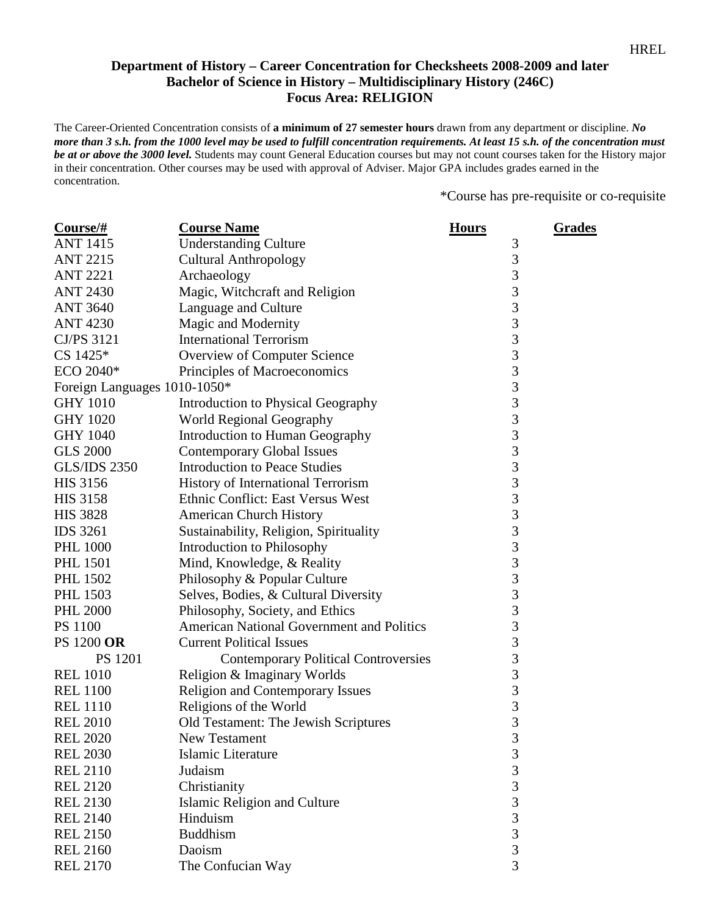**Department of History – Career Concentration for Checksheets 2008-2009 and later**
**Bachelor of Science in History – Multidisciplinary History (246C)**
**Focus Area: RELIGION**

The Career-Oriented Concentration consists of **a minimum of 27 semester hours** drawn from any department or discipline. ***No more than 3 s.h. from the 1000 level may be used to fulfill concentration requirements. At least 15 s.h. of the concentration must be at or above the 3000 level.*** Students may count General Education courses but may not count courses taken for the History major in their concentration. Other courses may be used with approval of Adviser. Major GPA includes grades earned in the concentration.

*Course has pre-requisite or co-requisite

| Course/# | Course Name | Hours | Grades |
|---|---|---|---|
| ANT 1415 | Understanding Culture | 3 | |
| ANT 2215 | Cultural Anthropology | 3 | |
| ANT 2221 | Archaeology | 3 | |
| ANT 2430 | Magic, Witchcraft and Religion | 3 | |
| ANT 3640 | Language and Culture | 3 | |
| ANT 4230 | Magic and Modernity | 3 | |
| CJ/PS 3121 | International Terrorism | 3 | |
| CS 1425* | Overview of Computer Science | 3 | |
| ECO 2040* | Principles of Macroeconomics | 3 | |
| Foreign Languages 1010-1050* | | 3 | |
| GHY 1010 | Introduction to Physical Geography | 3 | |
| GHY 1020 | World Regional Geography | 3 | |
| GHY 1040 | Introduction to Human Geography | 3 | |
| GLS 2000 | Contemporary Global Issues | 3 | |
| GLS/IDS 2350 | Introduction to Peace Studies | 3 | |
| HIS 3156 | History of International Terrorism | 3 | |
| HIS 3158 | Ethnic Conflict: East Versus West | 3 | |
| HIS 3828 | American Church History | 3 | |
| IDS 3261 | Sustainability, Religion, Spirituality | 3 | |
| PHL 1000 | Introduction to Philosophy | 3 | |
| PHL 1501 | Mind, Knowledge, & Reality | 3 | |
| PHL 1502 | Philosophy & Popular Culture | 3 | |
| PHL 1503 | Selves, Bodies, & Cultural Diversity | 3 | |
| PHL 2000 | Philosophy, Society, and Ethics | 3 | |
| PS 1100 | American National Government and Politics | 3 | |
| PS 1200 **OR** | Current Political Issues | 3 | |
| PS 1201 | Contemporary Political Controversies | 3 | |
| REL 1010 | Religion & Imaginary Worlds | 3 | |
| REL 1100 | Religion and Contemporary Issues | 3 | |
| REL 1110 | Religions of the World | 3 | |
| REL 2010 | Old Testament: The Jewish Scriptures | 3 | |
| REL 2020 | New Testament | 3 | |
| REL 2030 | Islamic Literature | 3 | |
| REL 2110 | Judaism | 3 | |
| REL 2120 | Christianity | 3 | |
| REL 2130 | Islamic Religion and Culture | 3 | |
| REL 2140 | Hinduism | 3 | |
| REL 2150 | Buddhism | 3 | |
| REL 2160 | Daoism | 3 | |
| REL 2170 | The Confucian Way | 3 | |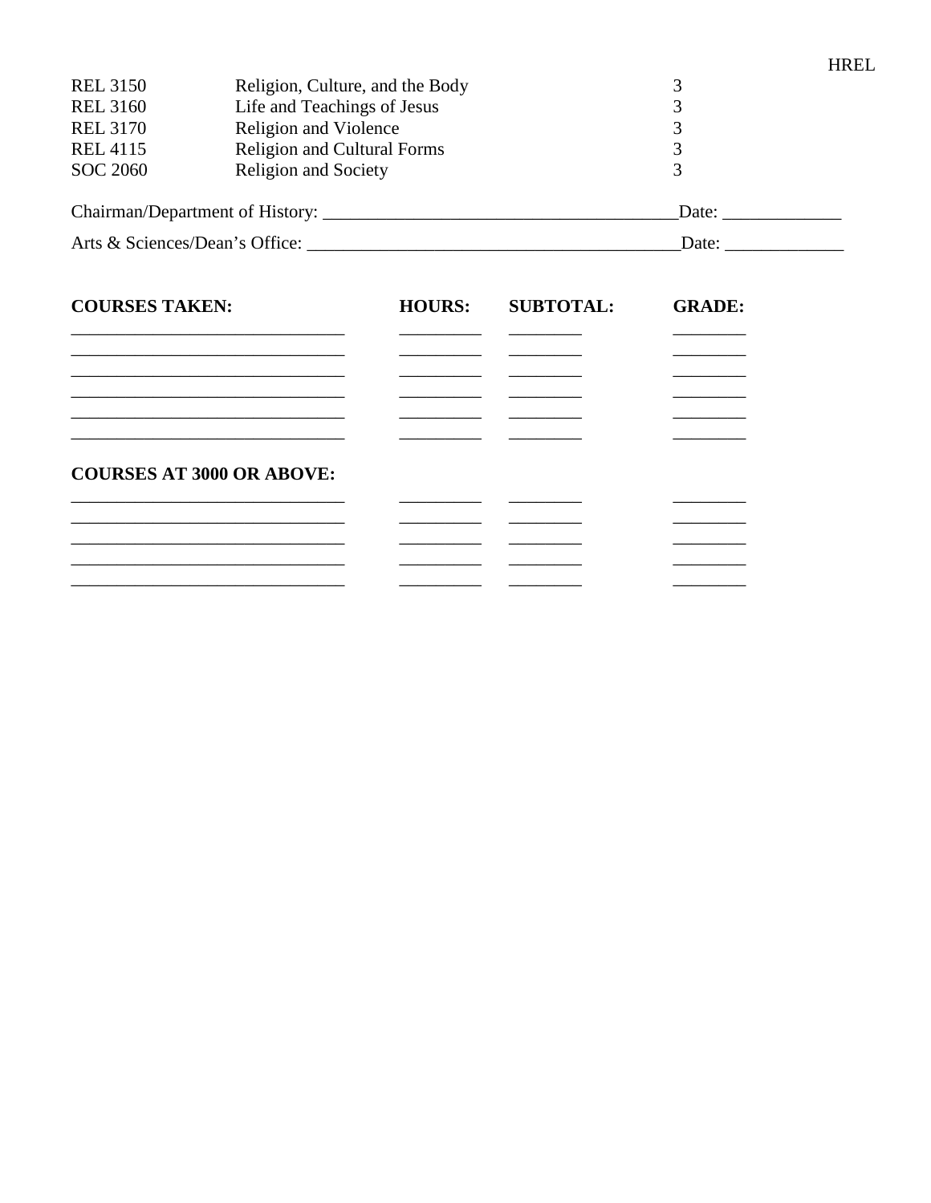| | | |
|---|---|---|
| REL 3150 | Religion, Culture, and the Body | 3 |
| REL 3160 | Life and Teachings of Jesus | 3 |
| REL 3170 | Religion and Violence | 3 |
| REL 4115 | Religion and Cultural Forms | 3 |
| SOC 2060 | Religion and Society | 3 |

Chairman/Department of History: ______________________________________Date: _____________

Arts & Sciences/Dean's Office: ________________________________________Date: _____________

| **COURSES TAKEN:** | **HOURS:** | **SUBTOTAL:** | **GRADE:** |
|---|---|---|---|
| ______________________________ | _________ | ________ | ________ |
| ______________________________ | _________ | ________ | ________ |
| ______________________________ | _________ | ________ | ________ |
| ______________________________ | _________ | ________ | ________ |
| ______________________________ | _________ | ________ | ________ |
| ______________________________ | _________ | ________ | ________ |

**COURSES AT 3000 OR ABOVE:**

| | | | |
|---|---|---|---|
| ______________________________ | _________ | ________ | ________ |
| ______________________________ | _________ | ________ | ________ |
| ______________________________ | _________ | ________ | ________ |
| ______________________________ | _________ | ________ | ________ |
| ______________________________ | _________ | ________ | ________ |